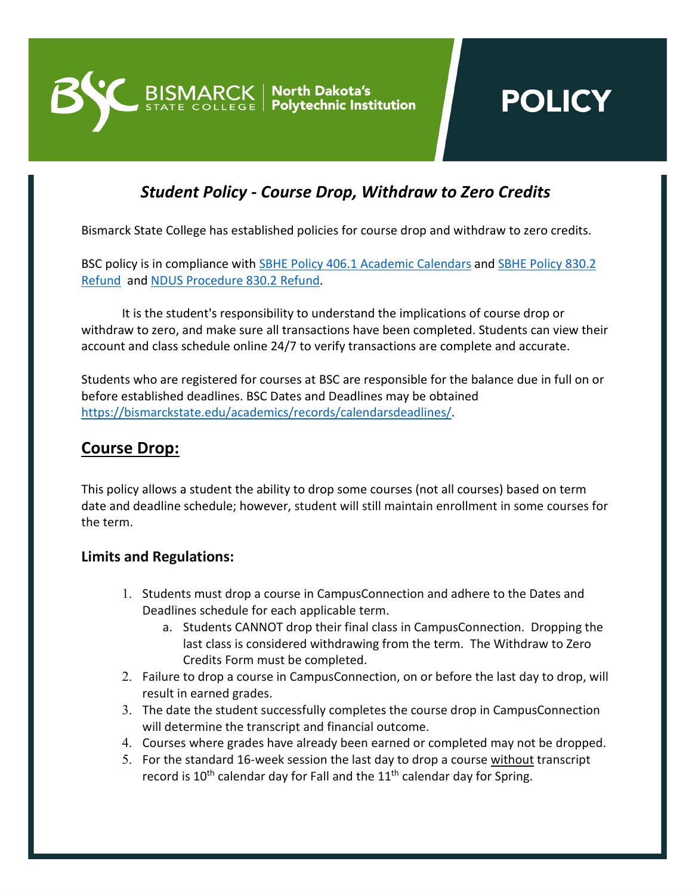# Student Policy - Course Drop, Withdraw to Zero Credits

Bismarck State College has established policies for course drop and withdraw to zero credits.

BSC policy is in compliance with [SBHE Policy 406.1 Academic Calendars](#) and [SBHE Policy 830.2 Refund](#) and [NDUS Procedure 830.2 Refund](#).

It is the student's responsibility to understand the implications of course drop or withdraw to zero, and make sure all transactions have been completed. Students can view their account and class schedule online 24/7 to verify transactions are complete and accurate.

Students who are registered for courses at BSC are responsible for the balance due in full on or before established deadlines. BSC Dates and Deadlines may be obtained https://bismarckstate.edu/academics/records/calendarsdeadlines/.

## Course Drop:

This policy allows a student the ability to drop some courses (not all courses) based on term date and deadline schedule; however, student will still maintain enrollment in some courses for the term.

### Limits and Regulations:

1. Students must drop a course in CampusConnection and adhere to the Dates and Deadlines schedule for each applicable term.
   a. Students CANNOT drop their final class in CampusConnection. Dropping the last class is considered withdrawing from the term. The Withdraw to Zero Credits Form must be completed.
2. Failure to drop a course in CampusConnection, on or before the last day to drop, will result in earned grades.
3. The date the student successfully completes the course drop in CampusConnection will determine the transcript and financial outcome.
4. Courses where grades have already been earned or completed may not be dropped.
5. For the standard 16-week session the last day to drop a course without transcript record is 10th calendar day for Fall and the 11th calendar day for Spring.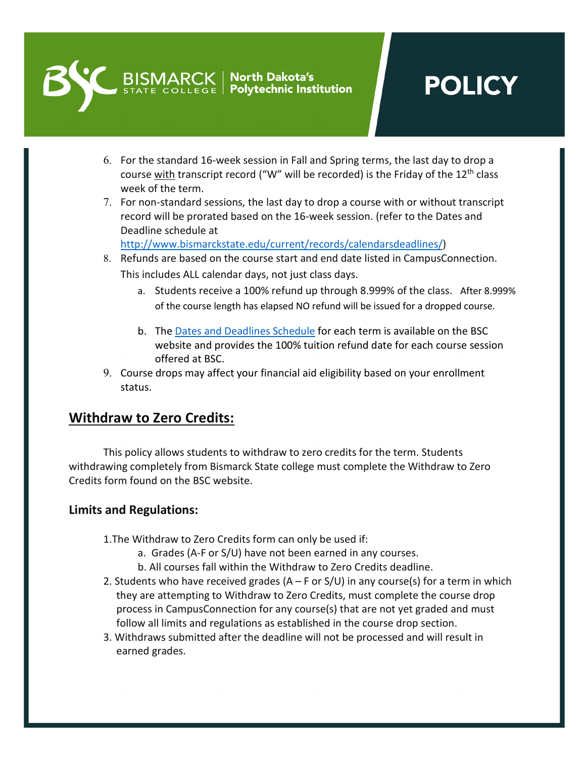6. For the standard 16-week session in Fall and Spring terms, the last day to drop a course with transcript record ("W" will be recorded) is the Friday of the 12th class week of the term.
7. For non-standard sessions, the last day to drop a course with or without transcript record will be prorated based on the 16-week session. (refer to the Dates and Deadline schedule at http://www.bismarckstate.edu/current/records/calendarsdeadlines/)
8. Refunds are based on the course start and end date listed in CampusConnection. This includes ALL calendar days, not just class days.
   a. Students receive a 100% refund up through 8.999% of the class. After 8.999% of the course length has elapsed NO refund will be issued for a dropped course.
   b. The Dates and Deadlines Schedule for each term is available on the BSC website and provides the 100% tuition refund date for each course session offered at BSC.
9. Course drops may affect your financial aid eligibility based on your enrollment status.

## Withdraw to Zero Credits:

This policy allows students to withdraw to zero credits for the term. Students withdrawing completely from Bismarck State college must complete the Withdraw to Zero Credits form found on the BSC website.

### Limits and Regulations:

1. The Withdraw to Zero Credits form can only be used if:
   a. Grades (A-F or S/U) have not been earned in any courses.
   b. All courses fall within the Withdraw to Zero Credits deadline.
2. Students who have received grades (A – F or S/U) in any course(s) for a term in which they are attempting to Withdraw to Zero Credits, must complete the course drop process in CampusConnection for any course(s) that are not yet graded and must follow all limits and regulations as established in the course drop section.
3. Withdraws submitted after the deadline will not be processed and will result in earned grades.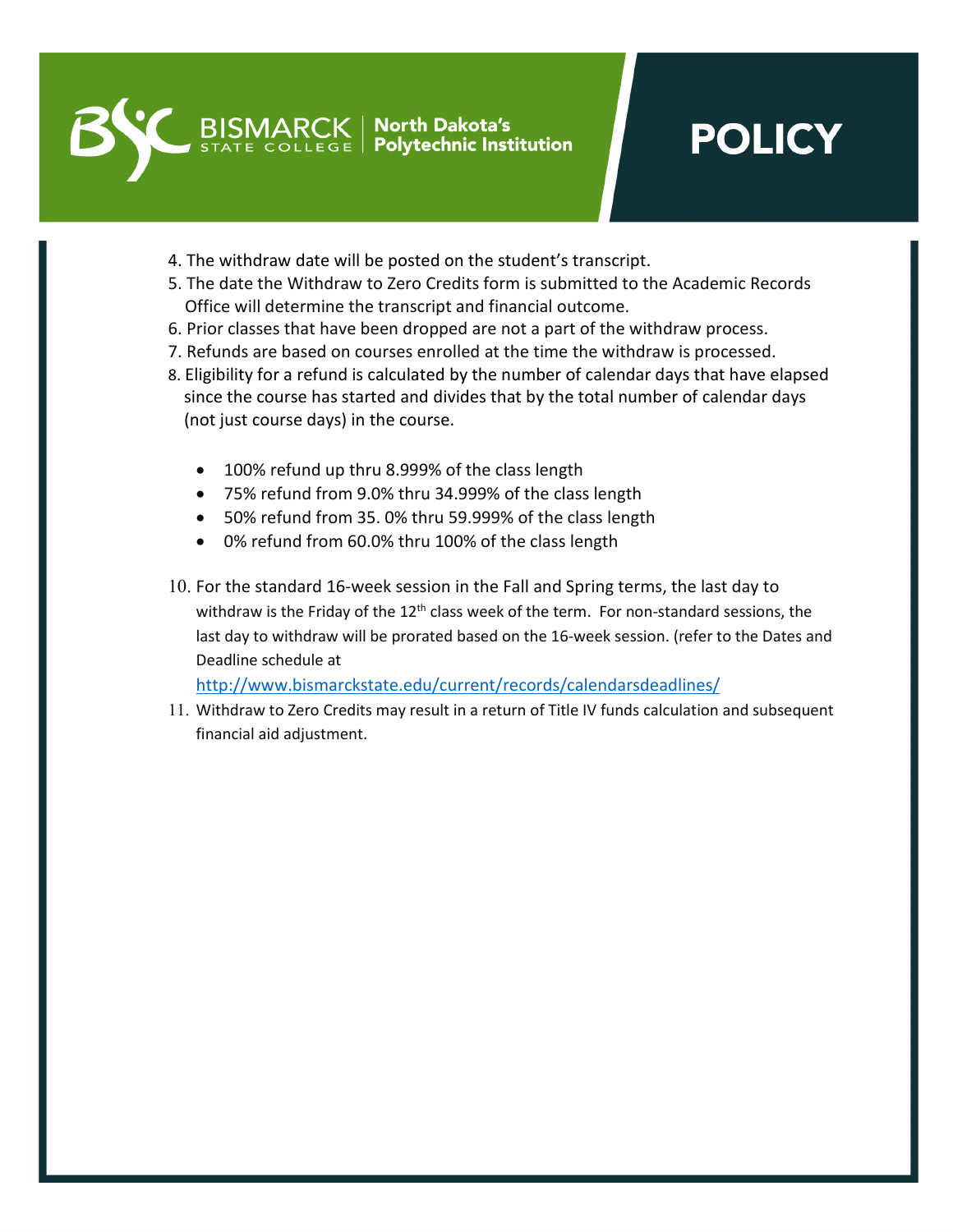4. The withdraw date will be posted on the student's transcript.
5. The date the Withdraw to Zero Credits form is submitted to the Academic Records Office will determine the transcript and financial outcome.
6. Prior classes that have been dropped are not a part of the withdraw process.
7. Refunds are based on courses enrolled at the time the withdraw is processed.
8. Eligibility for a refund is calculated by the number of calendar days that have elapsed since the course has started and divides that by the total number of calendar days (not just course days) in the course.

   - 100% refund up thru 8.999% of the class length
   - 75% refund from 9.0% thru 34.999% of the class length
   - 50% refund from 35. 0% thru 59.999% of the class length
   - 0% refund from 60.0% thru 100% of the class length

10. For the standard 16-week session in the Fall and Spring terms, the last day to withdraw is the Friday of the 12th class week of the term. For non-standard sessions, the last day to withdraw will be prorated based on the 16-week session. (refer to the Dates and Deadline schedule at http://www.bismarckstate.edu/current/records/calendarsdeadlines/
11. Withdraw to Zero Credits may result in a return of Title IV funds calculation and subsequent financial aid adjustment.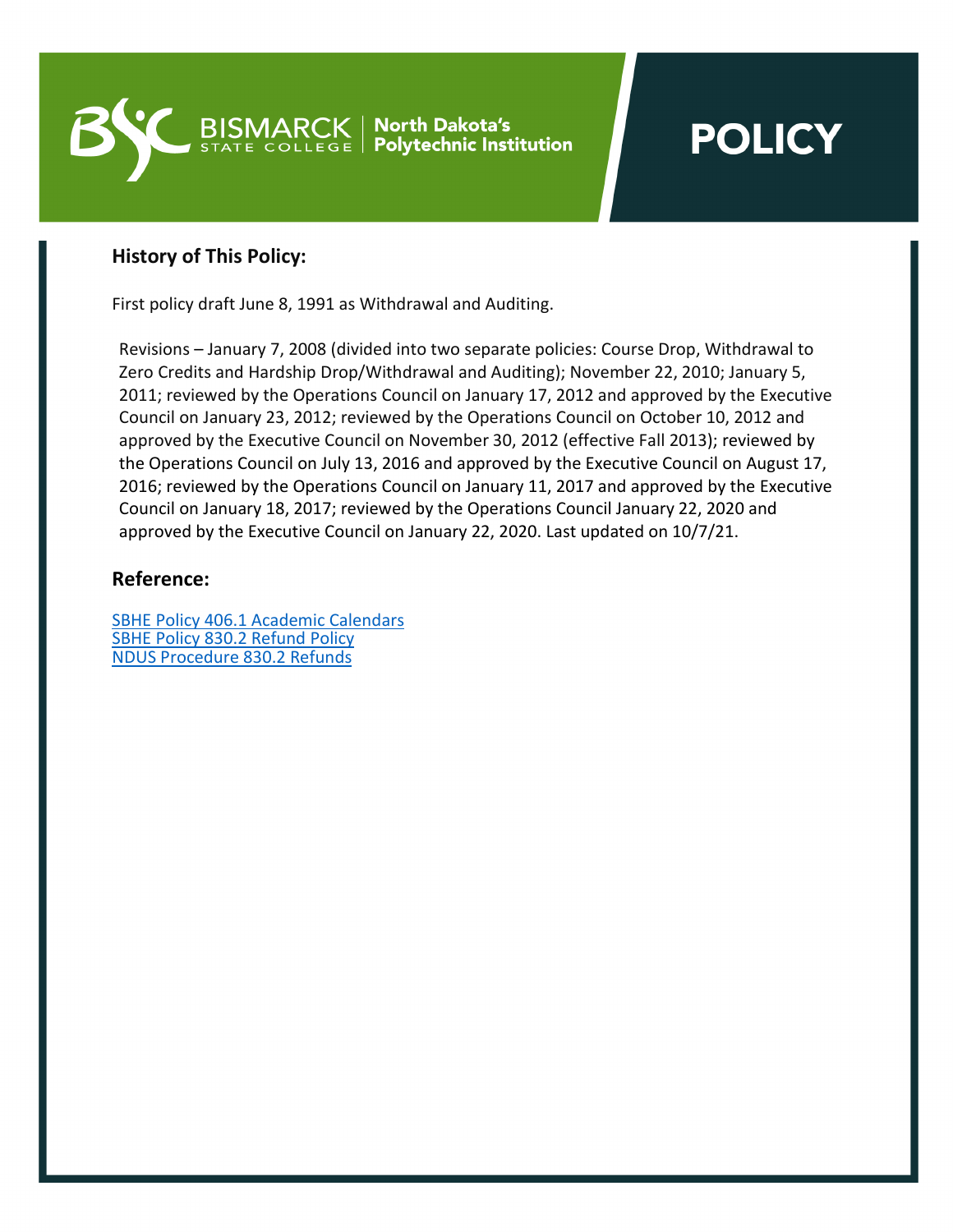## History of This Policy:

First policy draft June 8, 1991 as Withdrawal and Auditing.

Revisions – January 7, 2008 (divided into two separate policies: Course Drop, Withdrawal to Zero Credits and Hardship Drop/Withdrawal and Auditing); November 22, 2010; January 5, 2011; reviewed by the Operations Council on January 17, 2012 and approved by the Executive Council on January 23, 2012; reviewed by the Operations Council on October 10, 2012 and approved by the Executive Council on November 30, 2012 (effective Fall 2013); reviewed by the Operations Council on July 13, 2016 and approved by the Executive Council on August 17, 2016; reviewed by the Operations Council on January 11, 2017 and approved by the Executive Council on January 18, 2017; reviewed by the Operations Council January 22, 2020 and approved by the Executive Council on January 22, 2020. Last updated on 10/7/21.

## Reference:

SBHE Policy 406.1 Academic Calendars
SBHE Policy 830.2 Refund Policy
NDUS Procedure 830.2 Refunds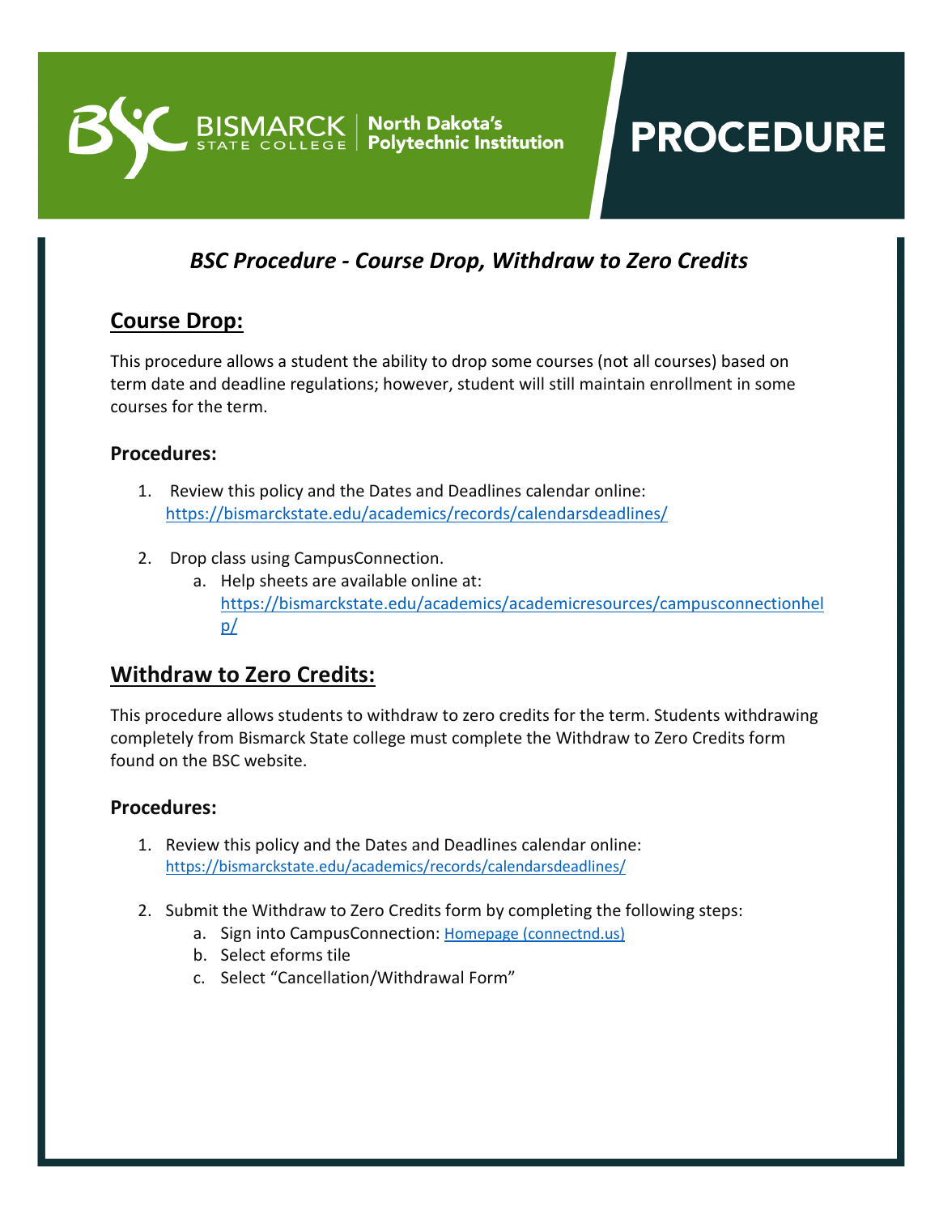# BSC Procedure - Course Drop, Withdraw to Zero Credits

## Course Drop:

This procedure allows a student the ability to drop some courses (not all courses) based on term date and deadline regulations; however, student will still maintain enrollment in some courses for the term.

### Procedures:

1. Review this policy and the Dates and Deadlines calendar online: https://bismarckstate.edu/academics/records/calendarsdeadlines/
2. Drop class using CampusConnection.
   a. Help sheets are available online at: https://bismarckstate.edu/academics/academicresources/campusconnectionhelp/

## Withdraw to Zero Credits:

This procedure allows students to withdraw to zero credits for the term. Students withdrawing completely from Bismarck State college must complete the Withdraw to Zero Credits form found on the BSC website.

### Procedures:

1. Review this policy and the Dates and Deadlines calendar online: https://bismarckstate.edu/academics/records/calendarsdeadlines/
2. Submit the Withdraw to Zero Credits form by completing the following steps:
   a. Sign into CampusConnection: Homepage (connectnd.us)
   b. Select eforms tile
   c. Select "Cancellation/Withdrawal Form"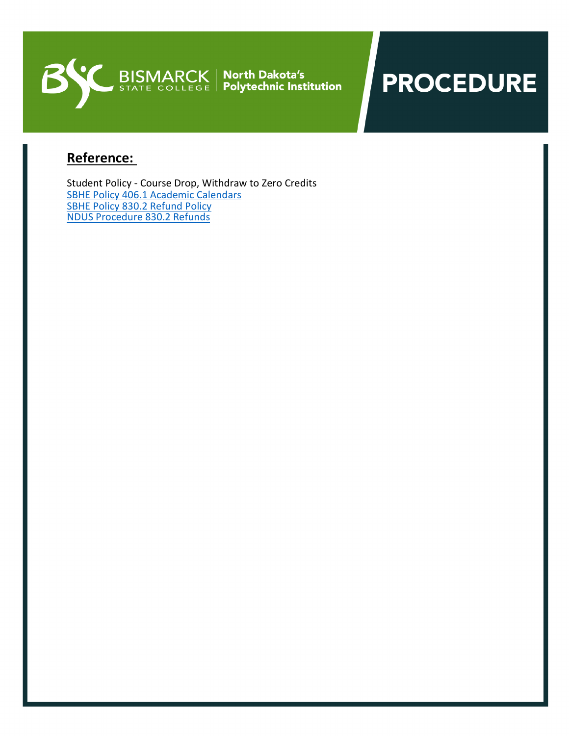## Reference:

Student Policy - Course Drop, Withdraw to Zero Credits
SBHE Policy 406.1 Academic Calendars
SBHE Policy 830.2 Refund Policy
NDUS Procedure 830.2 Refunds